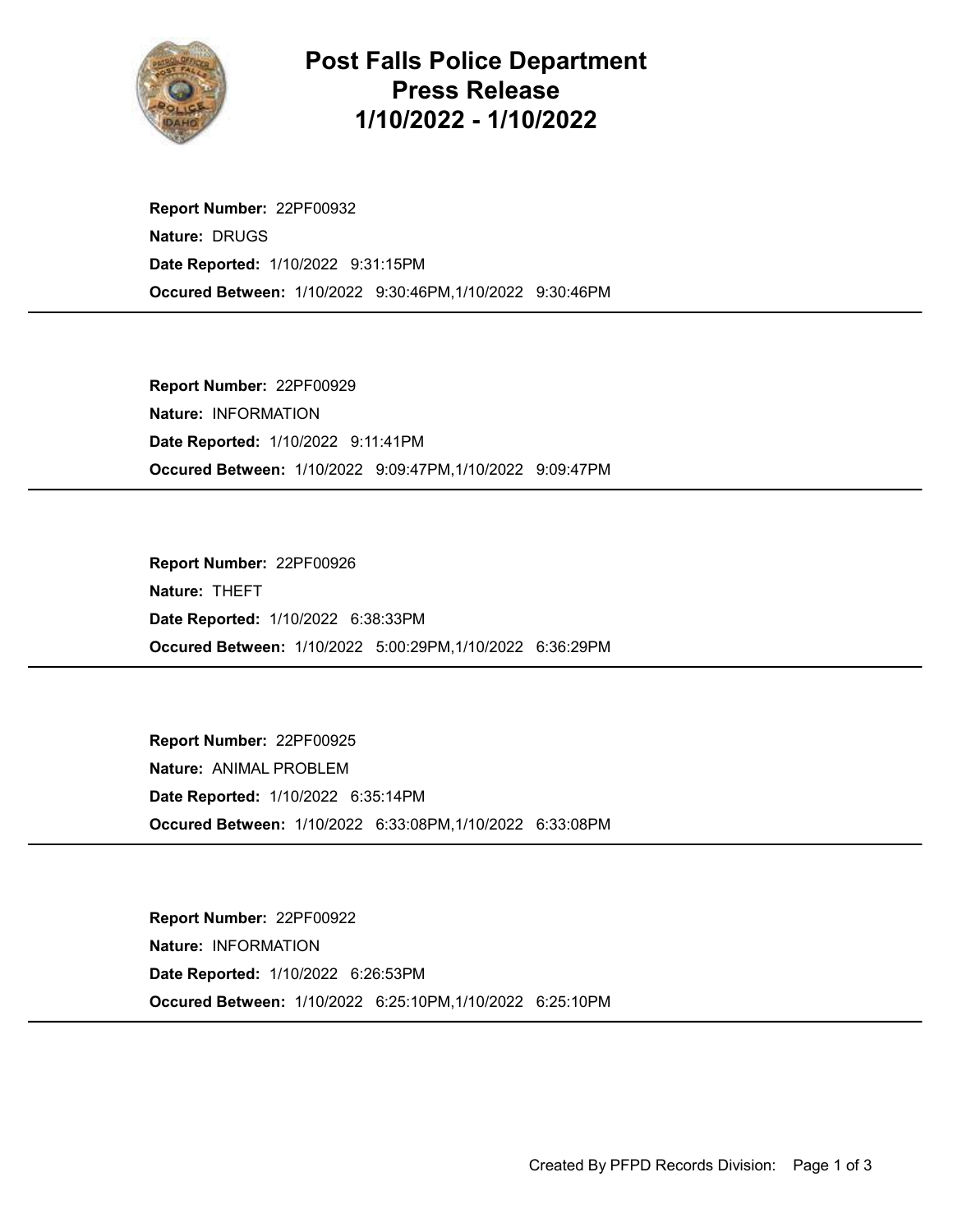# Post Falls Police Department
# Press Release
# 1/10/2022 - 1/10/2022

**Report Number:** 22PF00932
**Nature:** DRUGS
**Date Reported:** 1/10/2022 9:31:15PM
**Occured Between:** 1/10/2022 9:30:46PM,1/10/2022 9:30:46PM

---

**Report Number:** 22PF00929
**Nature:** INFORMATION
**Date Reported:** 1/10/2022 9:11:41PM
**Occured Between:** 1/10/2022 9:09:47PM,1/10/2022 9:09:47PM

---

**Report Number:** 22PF00926
**Nature:** THEFT
**Date Reported:** 1/10/2022 6:38:33PM
**Occured Between:** 1/10/2022 5:00:29PM,1/10/2022 6:36:29PM

---

**Report Number:** 22PF00925
**Nature:** ANIMAL PROBLEM
**Date Reported:** 1/10/2022 6:35:14PM
**Occured Between:** 1/10/2022 6:33:08PM,1/10/2022 6:33:08PM

---

**Report Number:** 22PF00922
**Nature:** INFORMATION
**Date Reported:** 1/10/2022 6:26:53PM
**Occured Between:** 1/10/2022 6:25:10PM,1/10/2022 6:25:10PM

---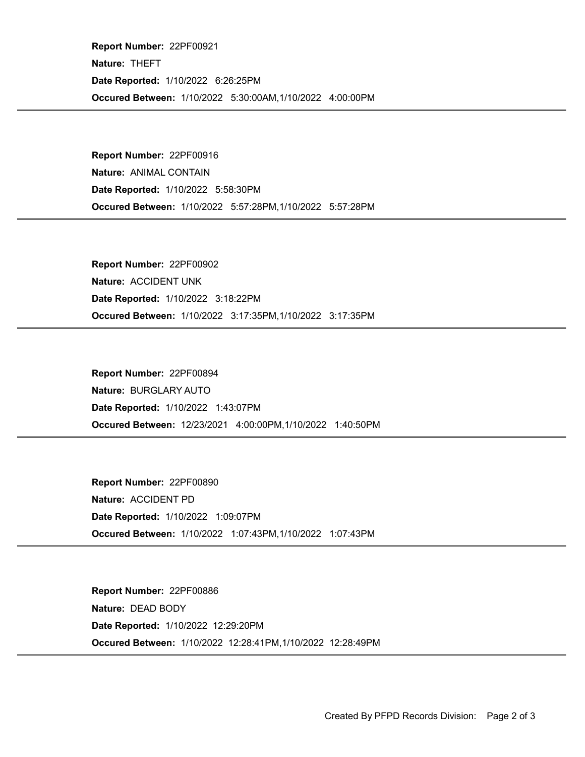**Report Number:** 22PF00921

**Nature:** THEFT

**Date Reported:** 1/10/2022 6:26:25PM

**Occured Between:** 1/10/2022 5:30:00AM,1/10/2022 4:00:00PM

---

**Report Number:** 22PF00916

**Nature:** ANIMAL CONTAIN

**Date Reported:** 1/10/2022 5:58:30PM

**Occured Between:** 1/10/2022 5:57:28PM,1/10/2022 5:57:28PM

---

**Report Number:** 22PF00902

**Nature:** ACCIDENT UNK

**Date Reported:** 1/10/2022 3:18:22PM

**Occured Between:** 1/10/2022 3:17:35PM,1/10/2022 3:17:35PM

---

**Report Number:** 22PF00894

**Nature:** BURGLARY AUTO

**Date Reported:** 1/10/2022 1:43:07PM

**Occured Between:** 12/23/2021 4:00:00PM,1/10/2022 1:40:50PM

---

**Report Number:** 22PF00890

**Nature:** ACCIDENT PD

**Date Reported:** 1/10/2022 1:09:07PM

**Occured Between:** 1/10/2022 1:07:43PM,1/10/2022 1:07:43PM

---

**Report Number:** 22PF00886

**Nature:** DEAD BODY

**Date Reported:** 1/10/2022 12:29:20PM

**Occured Between:** 1/10/2022 12:28:41PM,1/10/2022 12:28:49PM

---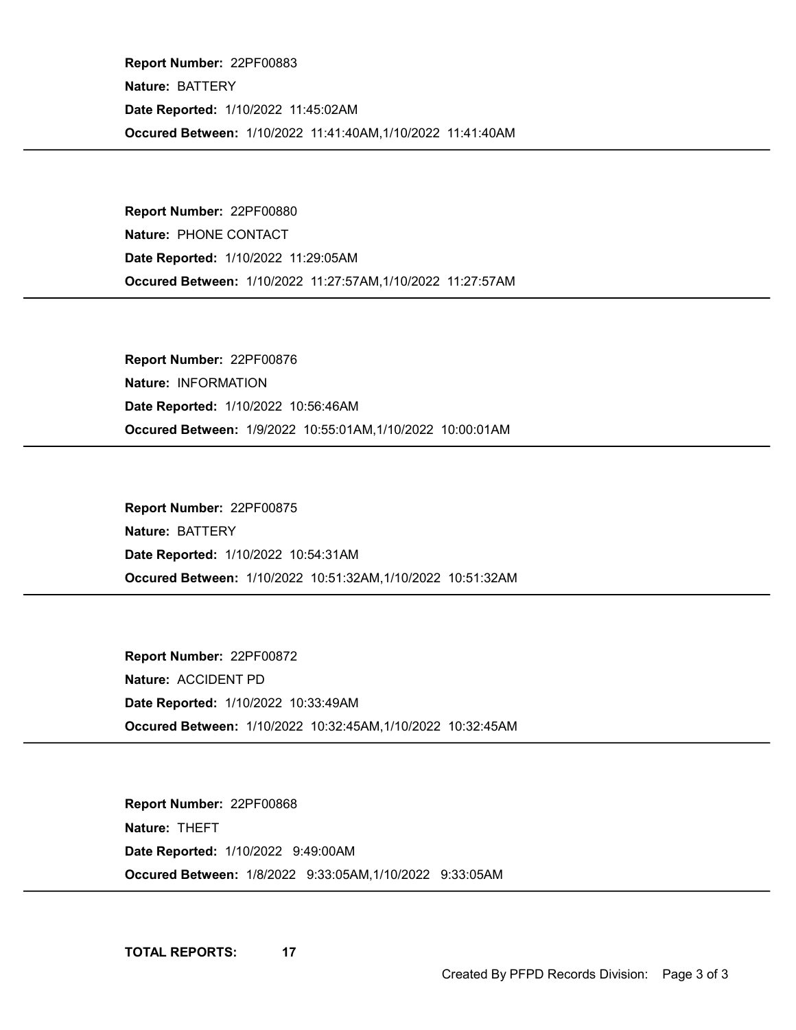**Report Number:** 22PF00883
**Nature:** BATTERY
**Date Reported:** 1/10/2022 11:45:02AM
**Occured Between:** 1/10/2022 11:41:40AM,1/10/2022 11:41:40AM

---

**Report Number:** 22PF00880
**Nature:** PHONE CONTACT
**Date Reported:** 1/10/2022 11:29:05AM
**Occured Between:** 1/10/2022 11:27:57AM,1/10/2022 11:27:57AM

---

**Report Number:** 22PF00876
**Nature:** INFORMATION
**Date Reported:** 1/10/2022 10:56:46AM
**Occured Between:** 1/9/2022 10:55:01AM,1/10/2022 10:00:01AM

---

**Report Number:** 22PF00875
**Nature:** BATTERY
**Date Reported:** 1/10/2022 10:54:31AM
**Occured Between:** 1/10/2022 10:51:32AM,1/10/2022 10:51:32AM

---

**Report Number:** 22PF00872
**Nature:** ACCIDENT PD
**Date Reported:** 1/10/2022 10:33:49AM
**Occured Between:** 1/10/2022 10:32:45AM,1/10/2022 10:32:45AM

---

**Report Number:** 22PF00868
**Nature:** THEFT
**Date Reported:** 1/10/2022 9:49:00AM
**Occured Between:** 1/8/2022 9:33:05AM,1/10/2022 9:33:05AM

---

**TOTAL REPORTS:** **17**

Created By PFPD Records Division: